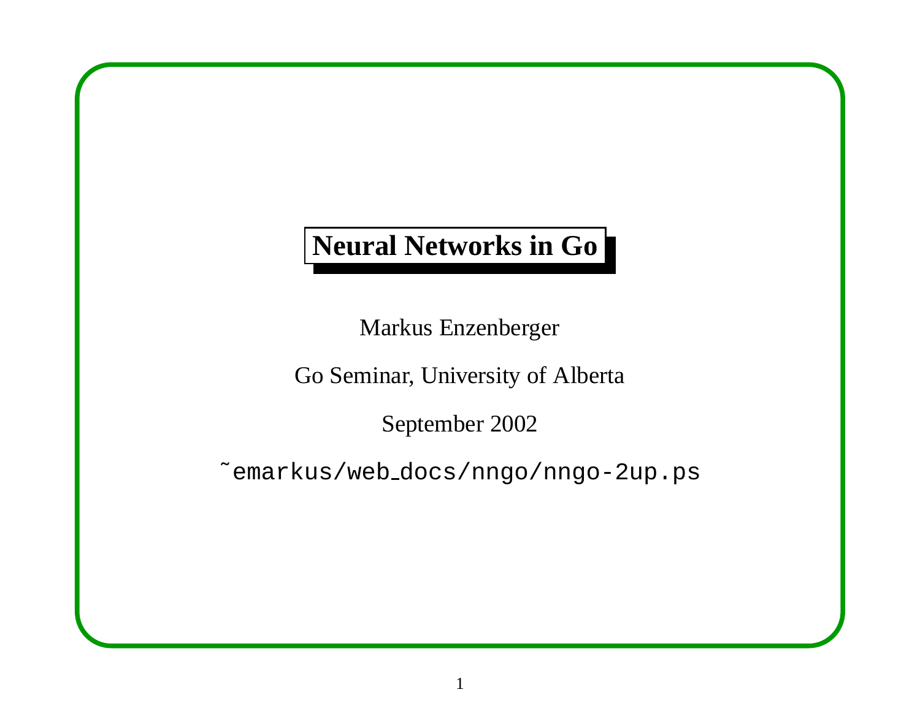# Neural Networks in Go

Markus Enzenberger

Go Seminar, University of Alberta

September 2002

~emarkus/web_docs/nngo/nngo-2up.ps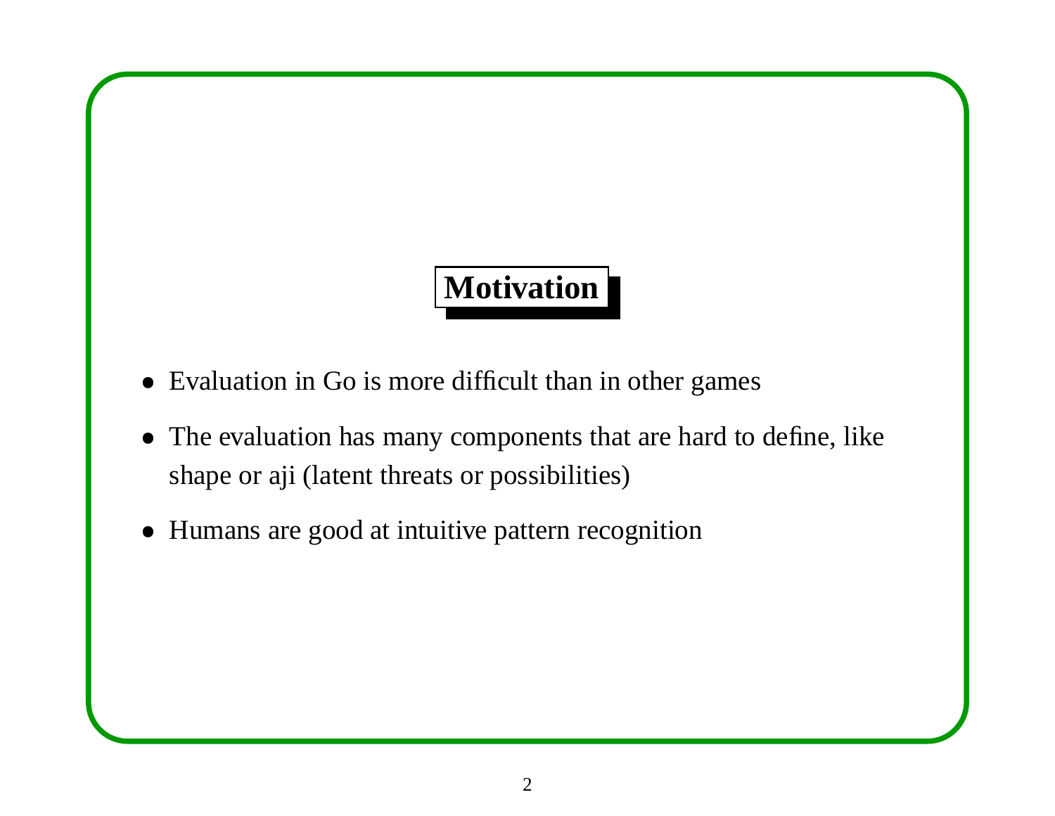# Motivation

- Evaluation in Go is more difficult than in other games
- The evaluation has many components that are hard to define, like shape or aji (latent threats or possibilities)
- Humans are good at intuitive pattern recognition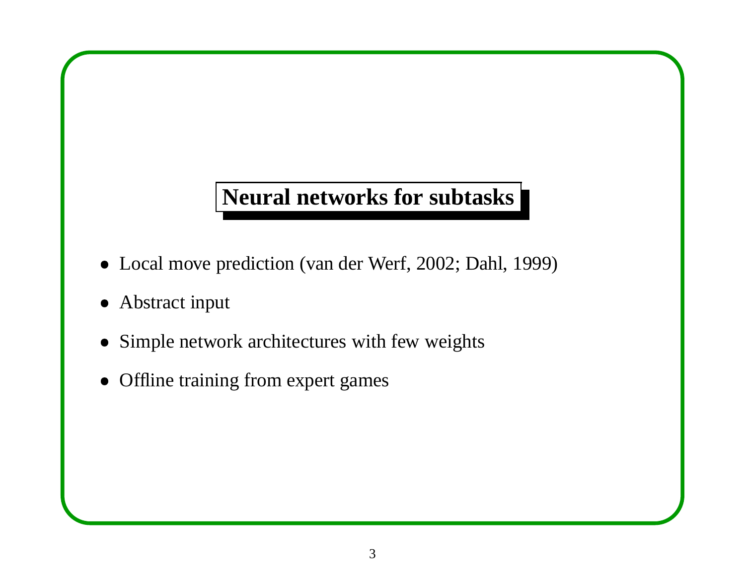## Neural networks for subtasks

- Local move prediction (van der Werf, 2002; Dahl, 1999)
- Abstract input
- Simple network architectures with few weights
- Offline training from expert games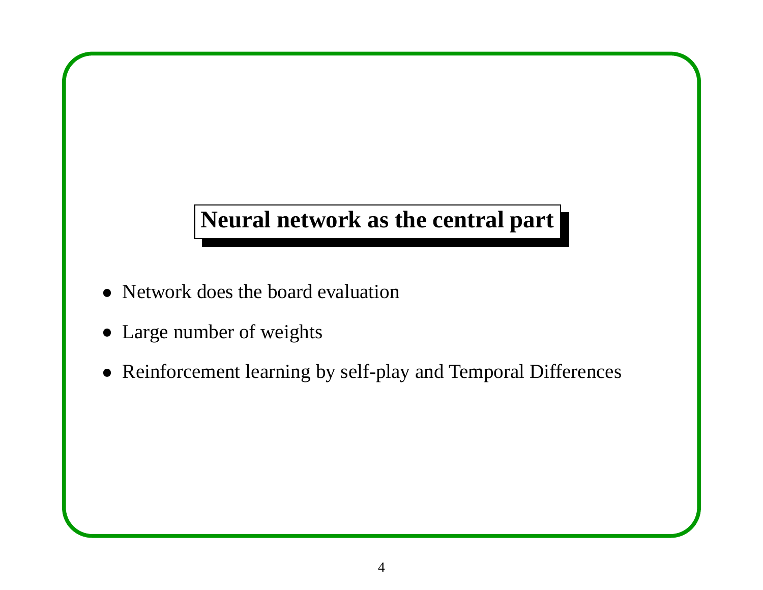## Neural network as the central part

- Network does the board evaluation
- Large number of weights
- Reinforcement learning by self-play and Temporal Differences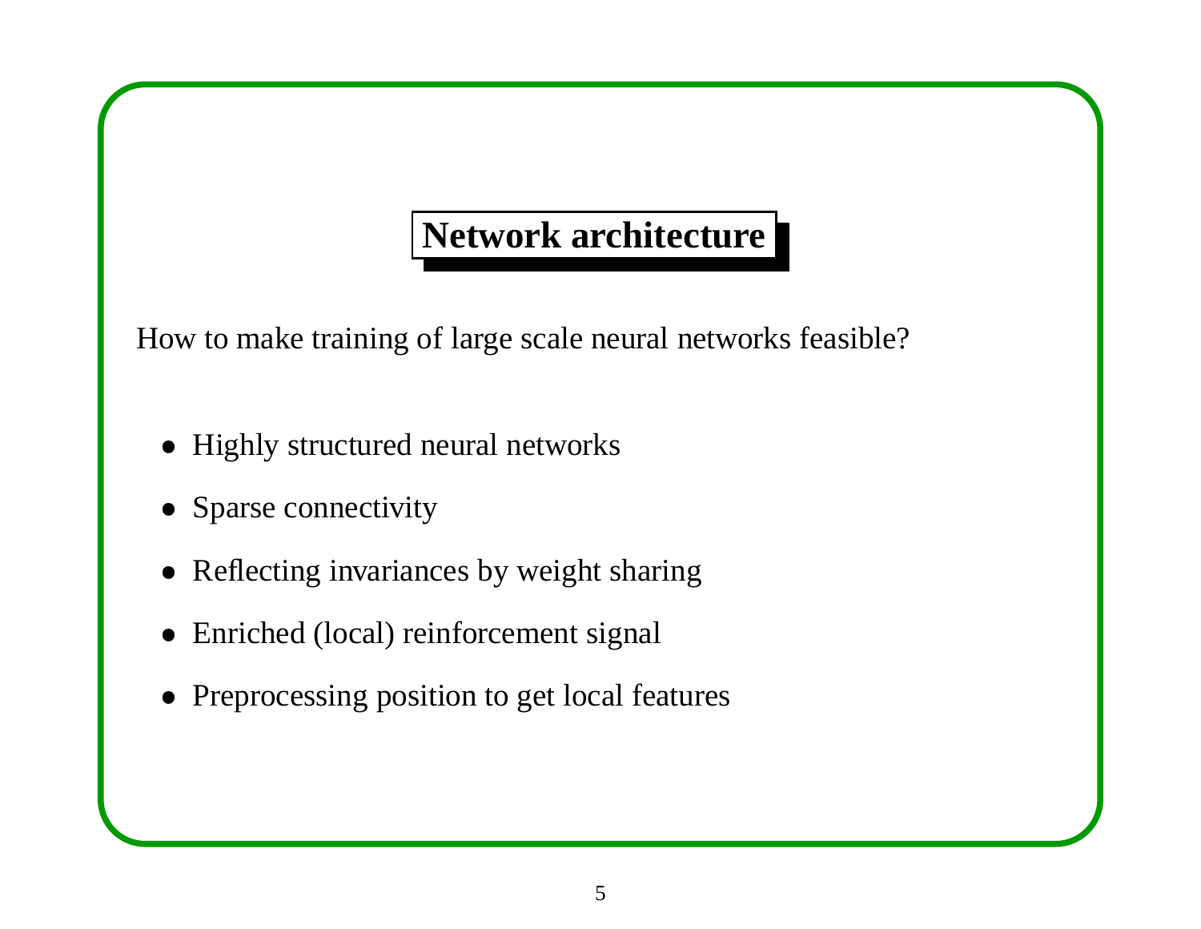# Network architecture

How to make training of large scale neural networks feasible?

- Highly structured neural networks
- Sparse connectivity
- Reflecting invariances by weight sharing
- Enriched (local) reinforcement signal
- Preprocessing position to get local features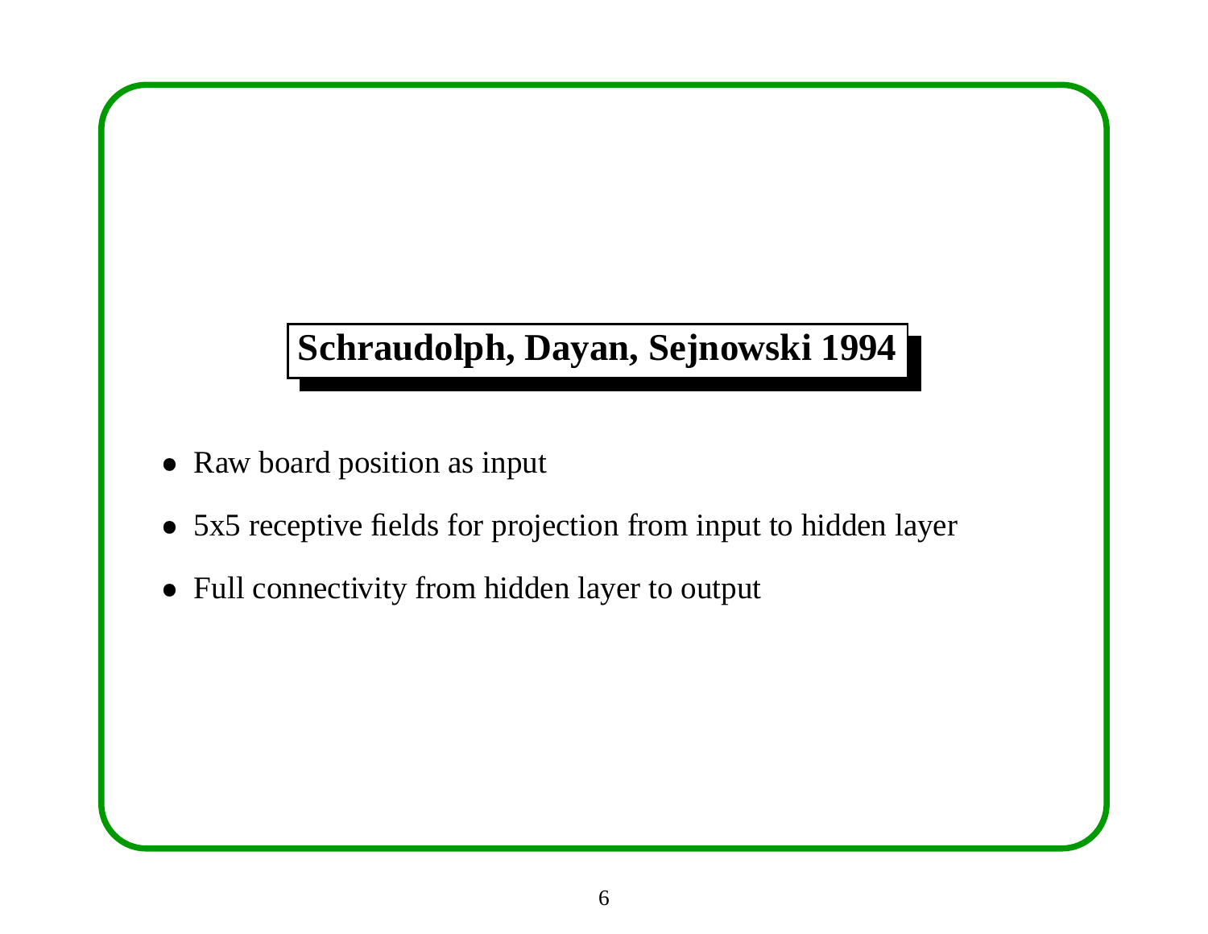## Schraudolph, Dayan, Sejnowski 1994

- Raw board position as input
- 5x5 receptive fields for projection from input to hidden layer
- Full connectivity from hidden layer to output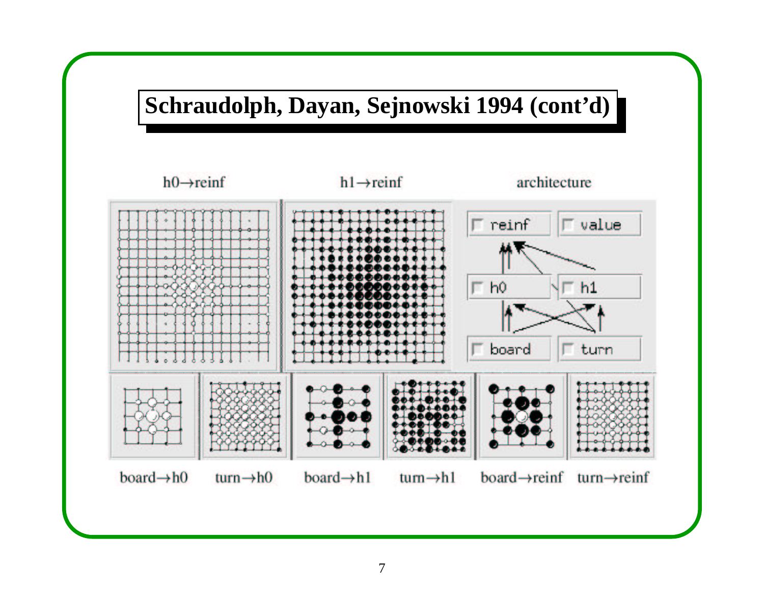## Schraudolph, Dayan, Sejnowski 1994 (cont'd)

h0→reinf

h1→reinf

architecture

reinf, value, h0, h1, board, turn

board→h0 turn→h0 board→h1 turn→h1 board→reinf turn→reinf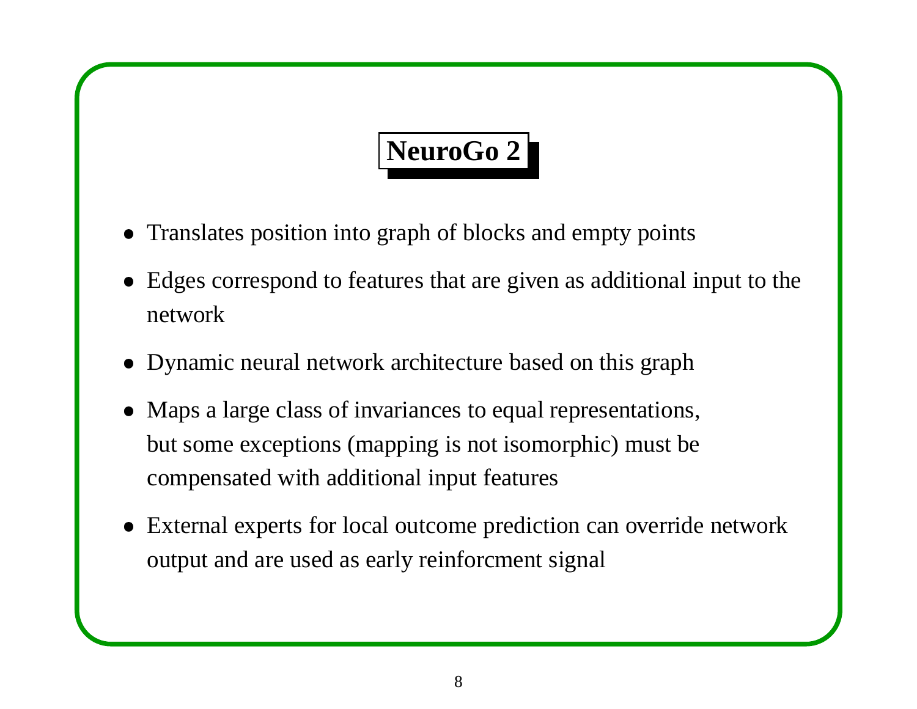# NeuroGo 2

- Translates position into graph of blocks and empty points
- Edges correspond to features that are given as additional input to the network
- Dynamic neural network architecture based on this graph
- Maps a large class of invariances to equal representations, but some exceptions (mapping is not isomorphic) must be compensated with additional input features
- External experts for local outcome prediction can override network output and are used as early reinforcment signal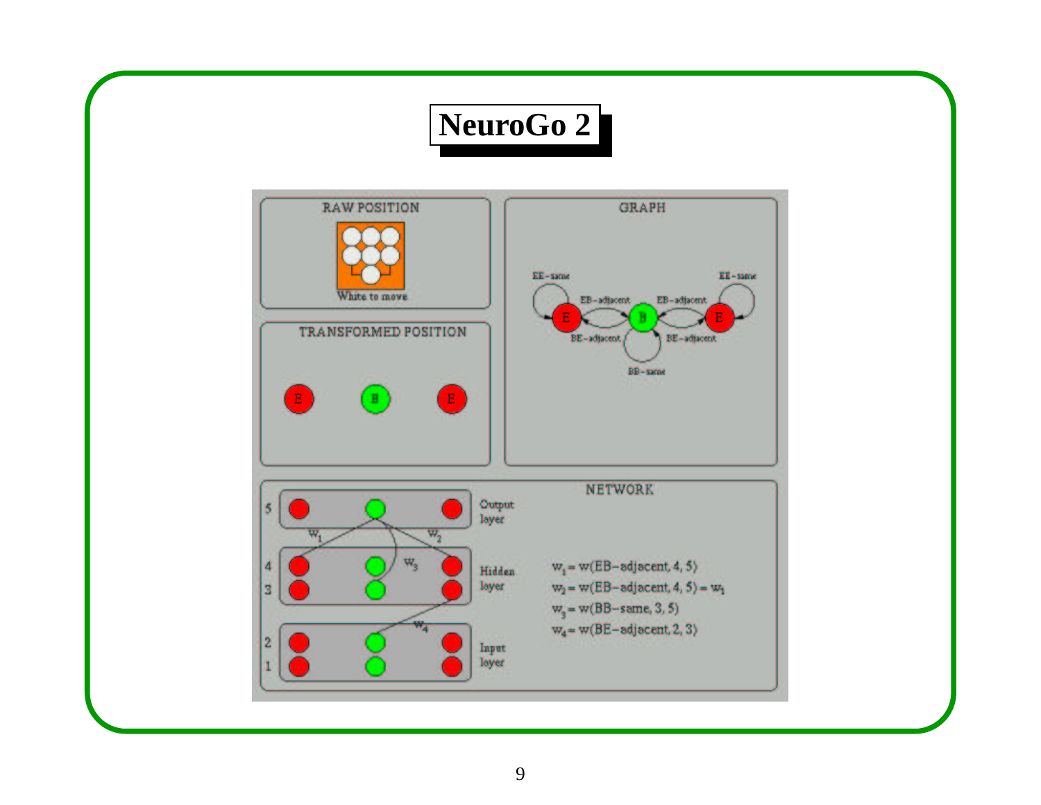# NeuroGo 2

RAW POSITION

White to move

TRANSFORMED POSITION

GRAPH

EE-same, EB-adjacent, BE-adjacent, BB-same

NETWORK

Output layer

Hidden layer

Input layer

$w_1 = w(\text{EB-adjacent}, 4, 5)$

$w_2 = w(\text{EB-adjacent}, 4, 5) = w_1$

$w_3 = w(\text{BB-same}, 3, 5)$

$w_4 = w(\text{BE-adjacent}, 2, 3)$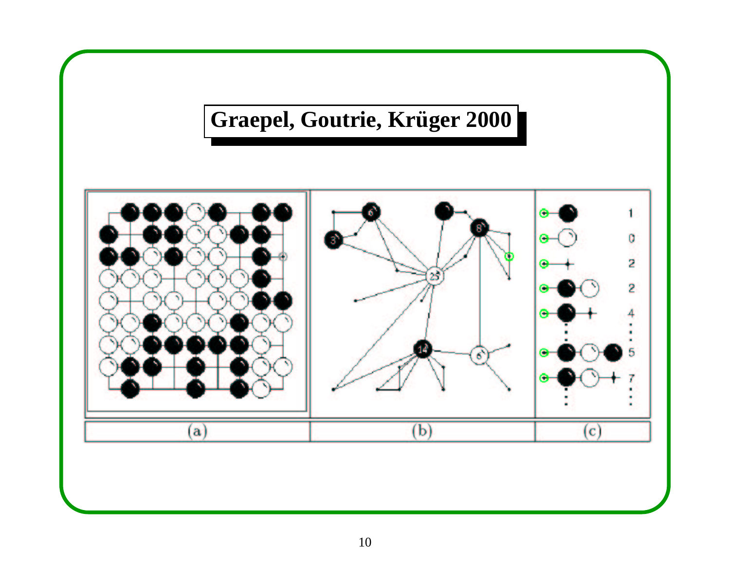# Graepel, Goutrie, Krüger 2000

(a) (b) (c)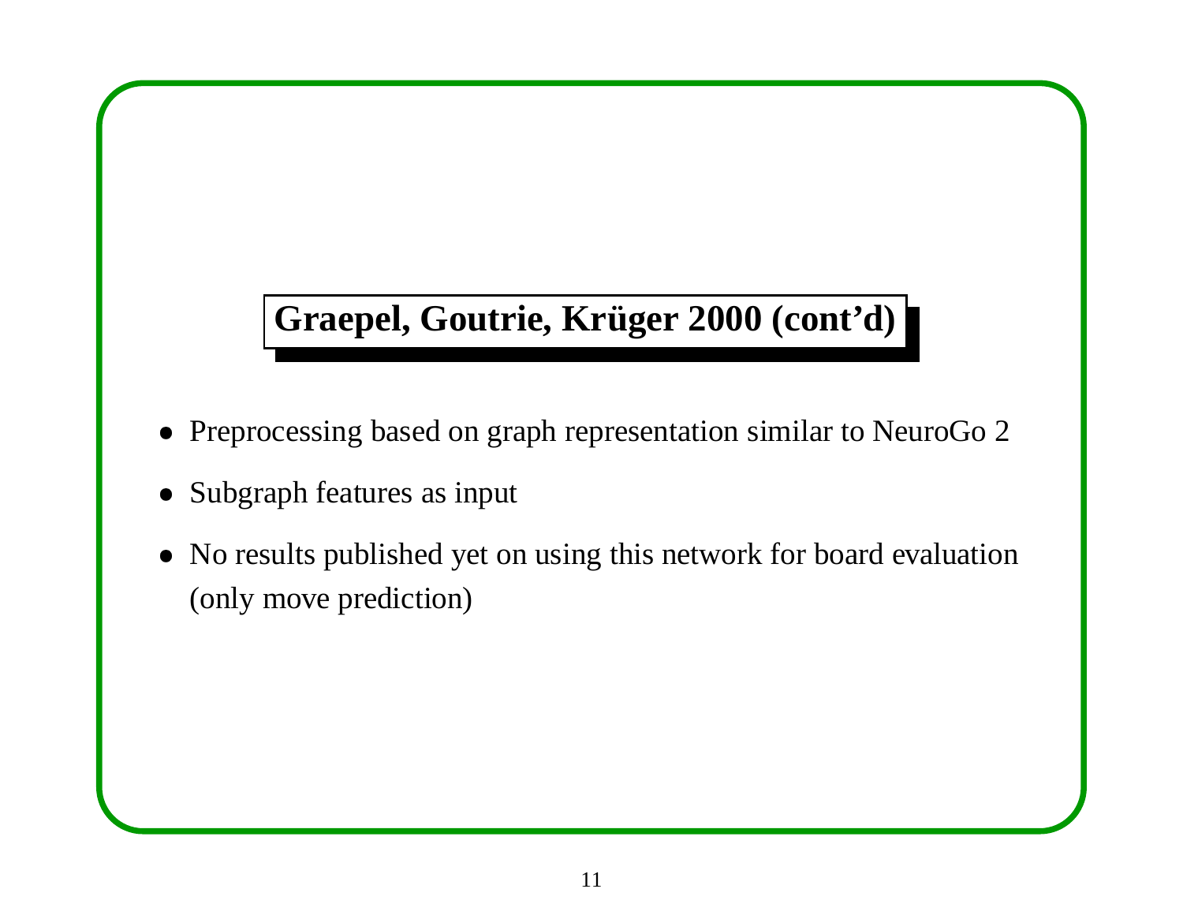## Graepel, Goutrie, Krüger 2000 (cont'd)

- Preprocessing based on graph representation similar to NeuroGo 2
- Subgraph features as input
- No results published yet on using this network for board evaluation (only move prediction)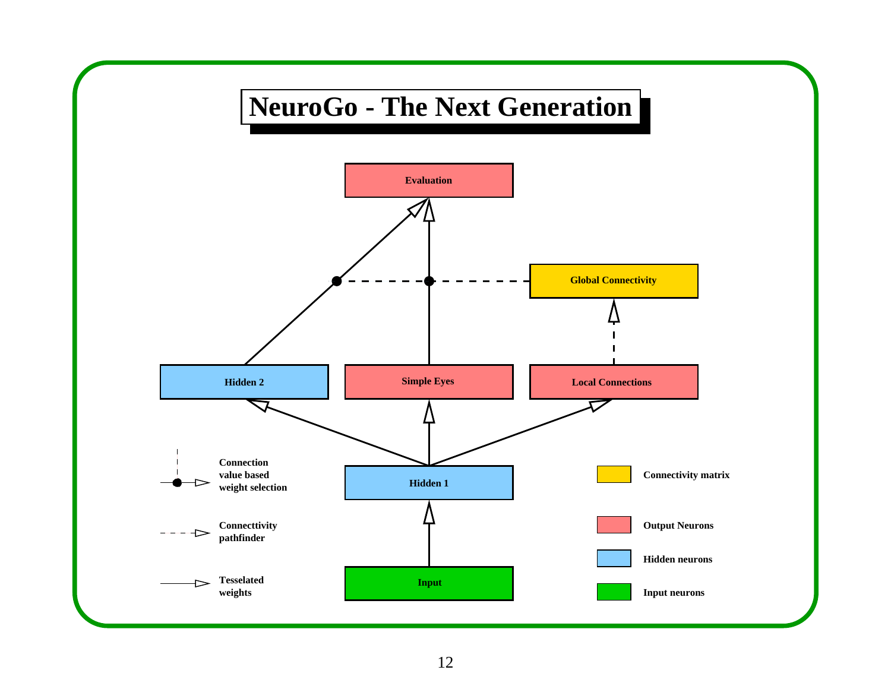# NeuroGo - The Next Generation

Evaluation

Global Connectivity

Hidden 2

Simple Eyes

Local Connections

Hidden 1

Input

Connection value based weight selection

Connecttivity pathfinder

Tesselated weights

Connectivity matrix

Output Neurons

Hidden neurons

Input neurons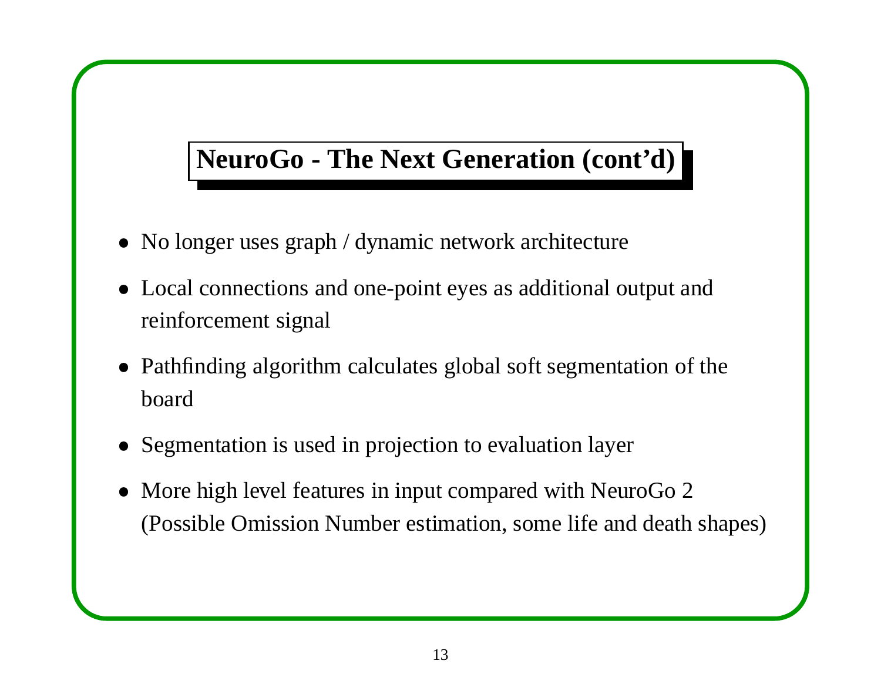## NeuroGo - The Next Generation (cont'd)

- No longer uses graph / dynamic network architecture
- Local connections and one-point eyes as additional output and reinforcement signal
- Pathfinding algorithm calculates global soft segmentation of the board
- Segmentation is used in projection to evaluation layer
- More high level features in input compared with NeuroGo 2 (Possible Omission Number estimation, some life and death shapes)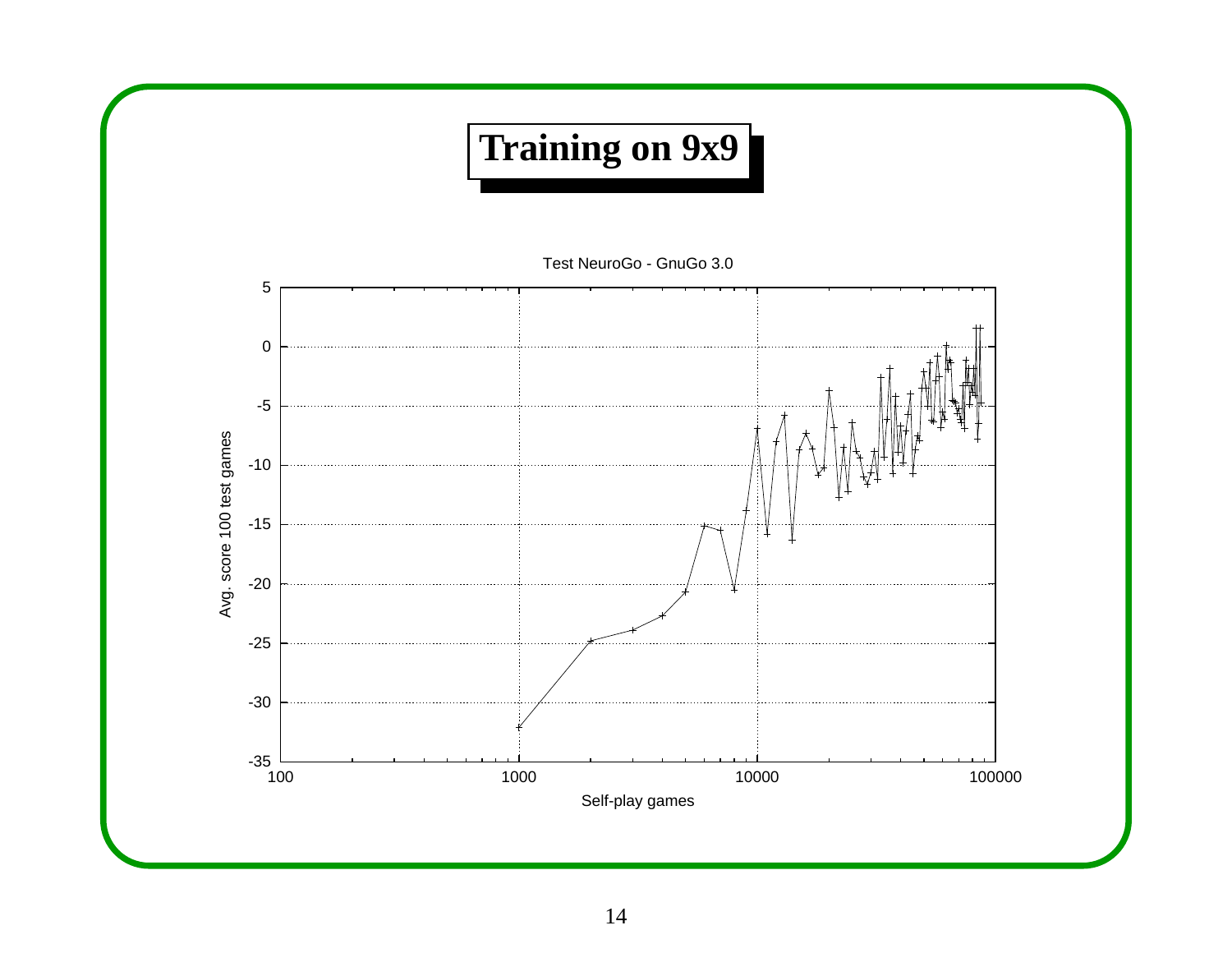# Training on 9x9

Test NeuroGo - GnuGo 3.0

Avg. score 100 test games

Self-play games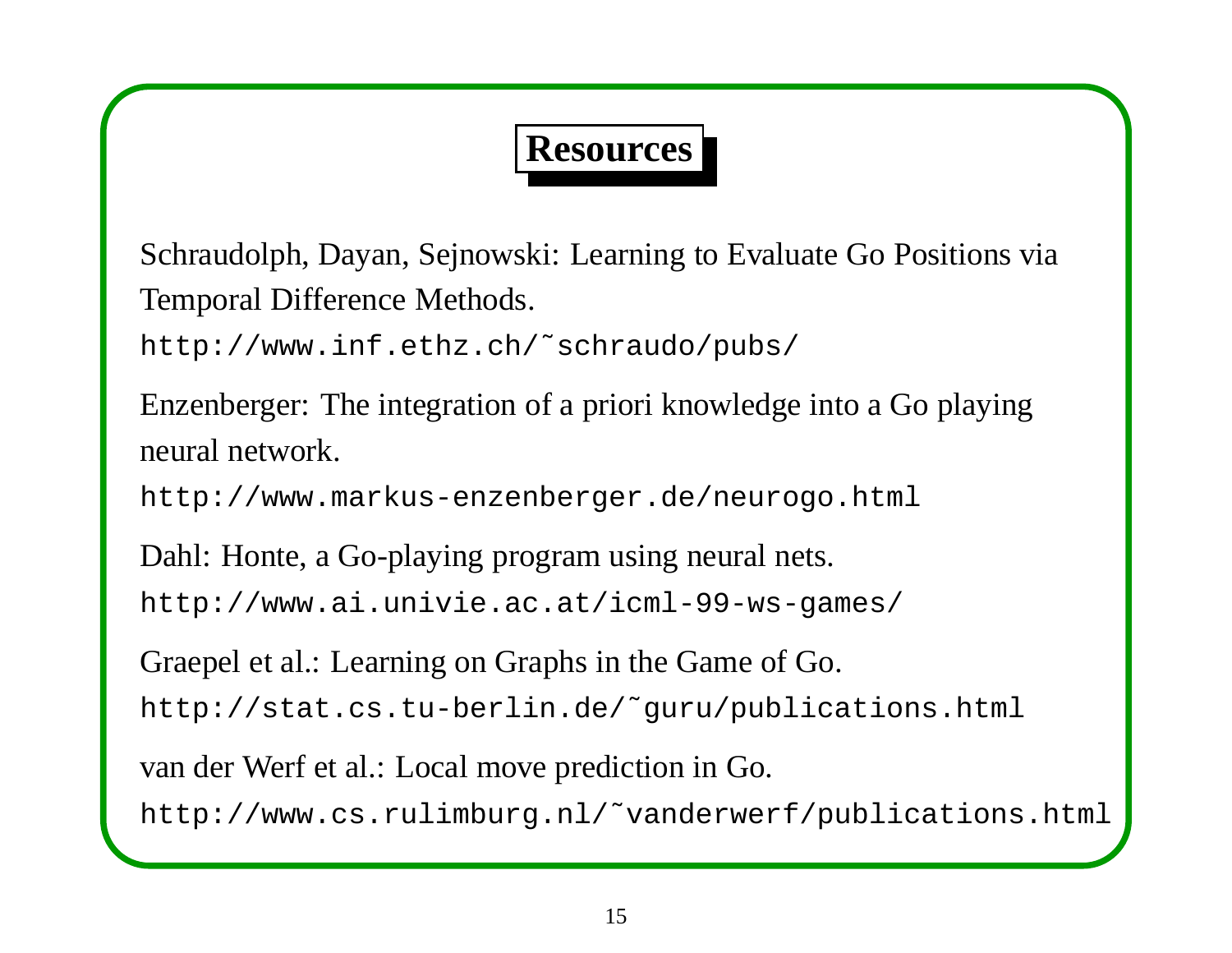# Resources

Schraudolph, Dayan, Sejnowski: Learning to Evaluate Go Positions via Temporal Difference Methods.

`http://www.inf.ethz.ch/~schraudo/pubs/`

Enzenberger: The integration of a priori knowledge into a Go playing neural network.

`http://www.markus-enzenberger.de/neurogo.html`

Dahl: Honte, a Go-playing program using neural nets.

`http://www.ai.univie.ac.at/icml-99-ws-games/`

Graepel et al.: Learning on Graphs in the Game of Go.

`http://stat.cs.tu-berlin.de/~guru/publications.html`

van der Werf et al.: Local move prediction in Go.

`http://www.cs.rulimburg.nl/~vanderwerf/publications.html`